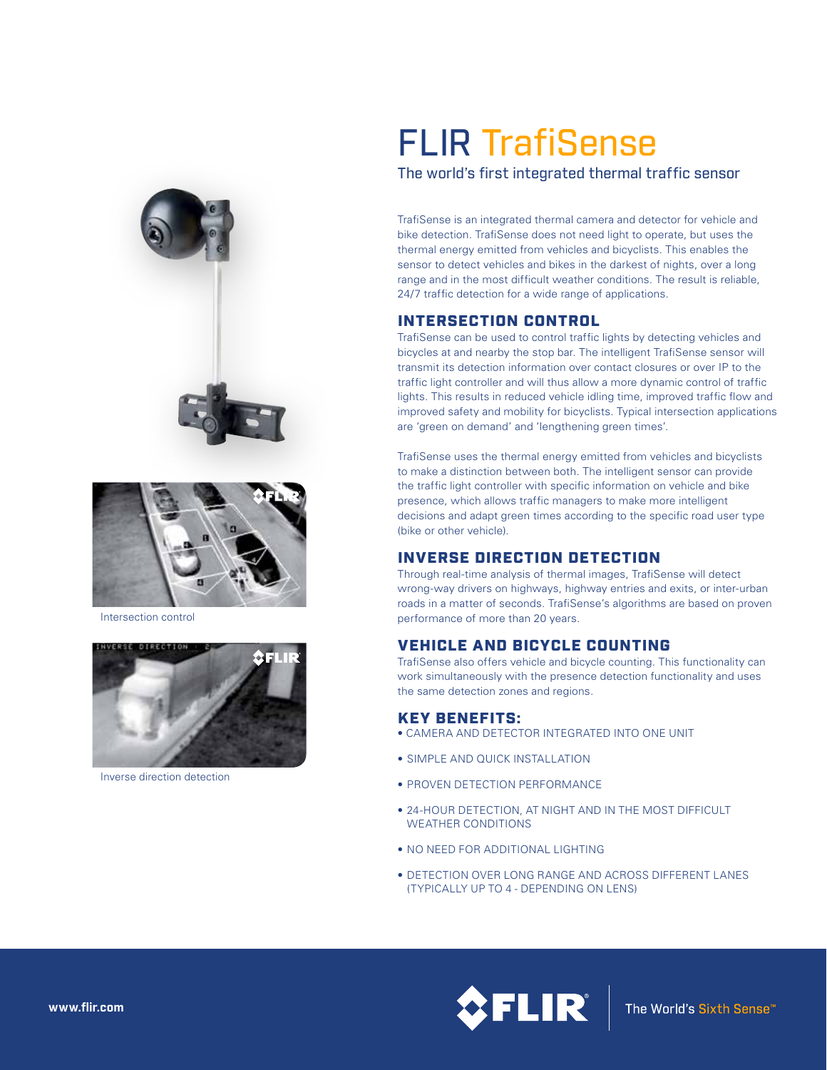# FLIR TrafiSense

## The world's first integrated thermal traffic sensor

Intersection control

Inverse direction detection

TrafiSense is an integrated thermal camera and detector for vehicle and bike detection. TrafiSense does not need light to operate, but uses the thermal energy emitted from vehicles and bicyclists. This enables the sensor to detect vehicles and bikes in the darkest of nights, over a long range and in the most difficult weather conditions. The result is reliable, 24/7 traffic detection for a wide range of applications.

### INTERSECTION CONTROL

TrafiSense can be used to control traffic lights by detecting vehicles and bicycles at and nearby the stop bar. The intelligent TrafiSense sensor will transmit its detection information over contact closures or over IP to the traffic light controller and will thus allow a more dynamic control of traffic lights. This results in reduced vehicle idling time, improved traffic flow and improved safety and mobility for bicyclists. Typical intersection applications are 'green on demand' and 'lengthening green times'.

TrafiSense uses the thermal energy emitted from vehicles and bicyclists to make a distinction between both. The intelligent sensor can provide the traffic light controller with specific information on vehicle and bike presence, which allows traffic managers to make more intelligent decisions and adapt green times according to the specific road user type (bike or other vehicle).

### INVERSE DIRECTION DETECTION

Through real-time analysis of thermal images, TrafiSense will detect wrong-way drivers on highways, highway entries and exits, or inter-urban roads in a matter of seconds. TrafiSense's algorithms are based on proven performance of more than 20 years.

### VEHICLE AND BICYCLE COUNTING

TrafiSense also offers vehicle and bicycle counting. This functionality can work simultaneously with the presence detection functionality and uses the same detection zones and regions.

### KEY BENEFITS:

- CAMERA AND DETECTOR INTEGRATED INTO ONE UNIT
- SIMPLE AND QUICK INSTALLATION
- PROVEN DETECTION PERFORMANCE
- 24-HOUR DETECTION, AT NIGHT AND IN THE MOST DIFFICULT WEATHER CONDITIONS
- NO NEED FOR ADDITIONAL LIGHTING
- DETECTION OVER LONG RANGE AND ACROSS DIFFERENT LANES (TYPICALLY UP TO 4 - DEPENDING ON LENS)

www.flir.com

FLIR® The World's Sixth Sense™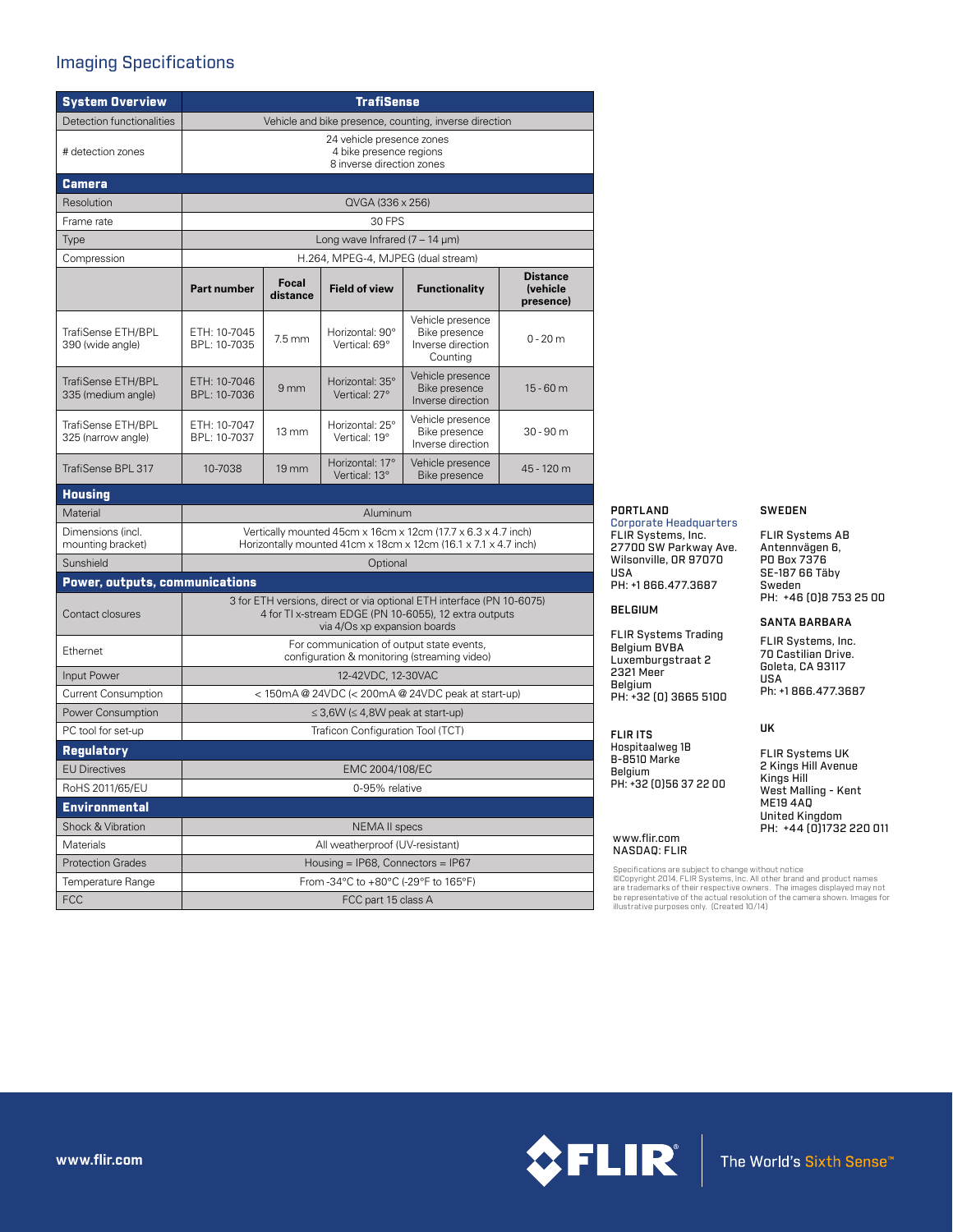## Imaging Specifications

| System Overview | TrafiSense | | | | |
|---|---|---|---|---|---|
| Detection functionalities | Vehicle and bike presence, counting, inverse direction | | | | |
| # detection zones | 24 vehicle presence zones<br>4 bike presence regions<br>8 inverse direction zones | | | | |
| **Camera** | | | | | |
| Resolution | QVGA (336 x 256) | | | | |
| Frame rate | 30 FPS | | | | |
| Type | Long wave Infrared (7 – 14 μm) | | | | |
| Compression | H.264, MPEG-4, MJPEG (dual stream) | | | | |
| | **Part number** | **Focal distance** | **Field of view** | **Functionality** | **Distance (vehicle presence)** |
| TrafiSense ETH/BPL 390 (wide angle) | ETH: 10-7045<br>BPL: 10-7035 | 7.5 mm | Horizontal: 90°<br>Vertical: 69° | Vehicle presence<br>Bike presence<br>Inverse direction<br>Counting | 0 - 20 m |
| TrafiSense ETH/BPL 335 (medium angle) | ETH: 10-7046<br>BPL: 10-7036 | 9 mm | Horizontal: 35°<br>Vertical: 27° | Vehicle presence<br>Bike presence<br>Inverse direction | 15 - 60 m |
| TrafiSense ETH/BPL 325 (narrow angle) | ETH: 10-7047<br>BPL: 10-7037 | 13 mm | Horizontal: 25°<br>Vertical: 19° | Vehicle presence<br>Bike presence<br>Inverse direction | 30 - 90 m |
| TrafiSense BPL 317 | 10-7038 | 19 mm | Horizontal: 17°<br>Vertical: 13° | Vehicle presence<br>Bike presence | 45 - 120 m |
| **Housing** | | | | | |
| Material | Aluminum | | | | |
| Dimensions (incl. mounting bracket) | Vertically mounted 45cm x 16cm x 12cm (17.7 x 6.3 x 4.7 inch)<br>Horizontally mounted 41cm x 18cm x 12cm (16.1 x 7.1 x 4.7 inch) | | | | |
| Sunshield | Optional | | | | |
| **Power, outputs, communications** | | | | | |
| Contact closures | 3 for ETH versions, direct or via optional ETH interface (PN 10-6075)<br>4 for TI x-stream EDGE (PN 10-6055), 12 extra outputs via 4/Os xp expansion boards | | | | |
| Ethernet | For communication of output state events, configuration & monitoring (streaming video) | | | | |
| Input Power | 12-42VDC, 12-30VAC | | | | |
| Current Consumption | < 150mA @ 24VDC (< 200mA @ 24VDC peak at start-up) | | | | |
| Power Consumption | ≤ 3,6W (≤ 4,8W peak at start-up) | | | | |
| PC tool for set-up | Traficon Configuration Tool (TCT) | | | | |
| **Regulatory** | | | | | |
| EU Directives | EMC 2004/108/EC | | | | |
| RoHS 2011/65/EU | 0-95% relative | | | | |
| **Environmental** | | | | | |
| Shock & Vibration | NEMA II specs | | | | |
| Materials | All weatherproof (UV-resistant) | | | | |
| Protection Grades | Housing = IP68, Connectors = IP67 | | | | |
| Temperature Range | From -34°C to +80°C (-29°F to 165°F) | | | | |
| FCC | FCC part 15 class A | | | | |

**PORTLAND**
Corporate Headquarters
FLIR Systems, Inc.
27700 SW Parkway Ave.
Wilsonville, OR 97070
USA
PH: +1 866.477.3687

**BELGIUM**
FLIR Systems Trading Belgium BVBA
Luxemburgstraat 2
2321 Meer
Belgium
PH: +32 (0) 3665 5100

**FLIR ITS**
Hospitaalweg 1B
B-8510 Marke
Belgium
PH: +32 (0)56 37 22 00

**SWEDEN**
FLIR Systems AB
Antennvägen 6,
PO Box 7376
SE-187 66 Täby
Sweden
PH: +46 (0)8 753 25 00

**SANTA BARBARA**
FLIR Systems, Inc.
70 Castilian Drive.
Goleta, CA 93117
USA
Ph: +1 866.477.3687

**UK**
FLIR Systems UK
2 Kings Hill Avenue
Kings Hill
West Malling - Kent
ME19 4AQ
United Kingdom
PH: +44 (0)1732 220 011

www.flir.com
NASDAQ: FLIR

Specifications are subject to change without notice
©Copyright 2014, FLIR Systems, Inc. All other brand and product names are trademarks of their respective owners. The images displayed may not be representative of the actual resolution of the camera shown. Images for illustrative purposes only. (Created 10/14)

www.flir.com

FLIR The World's Sixth Sense™